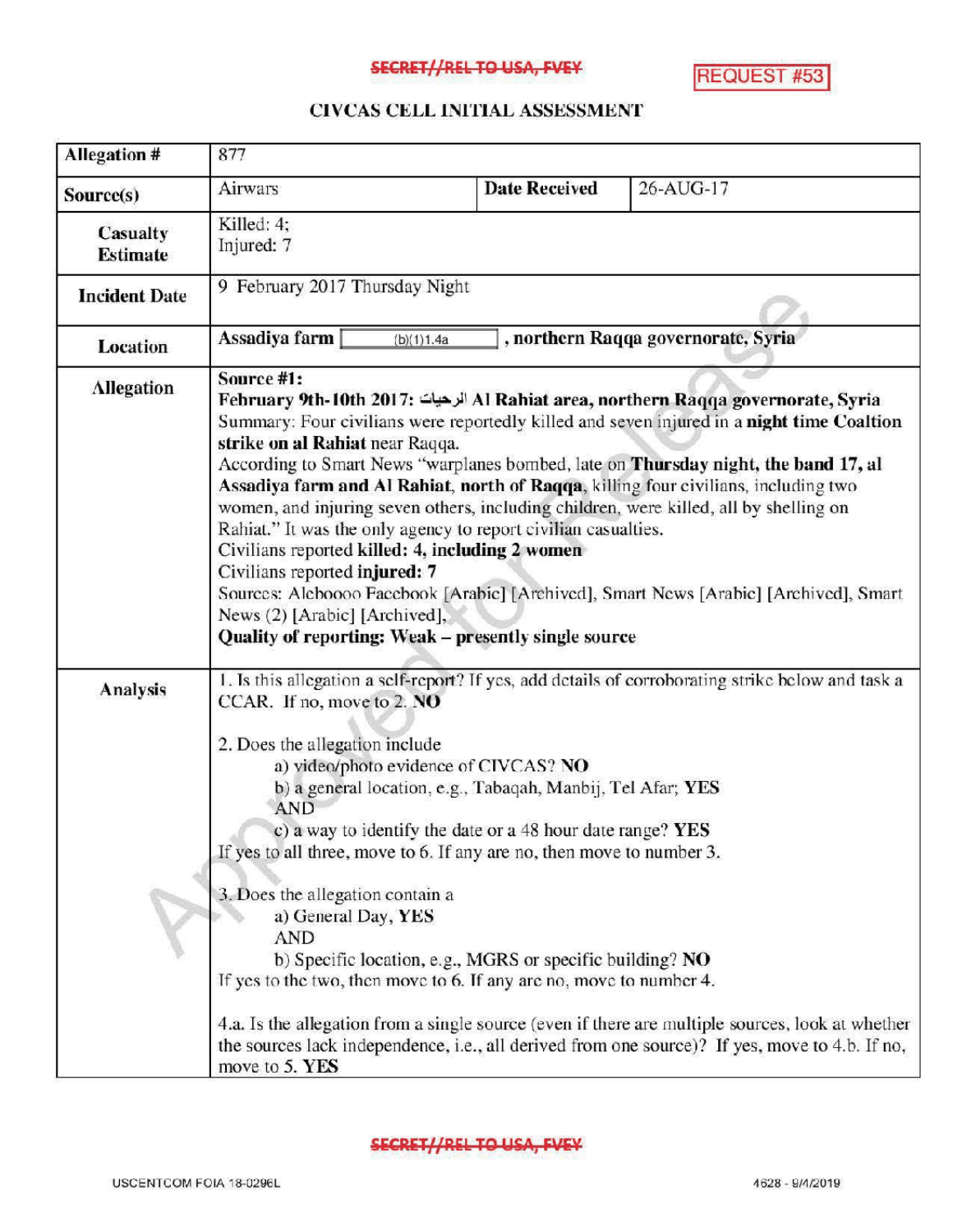SECRET//REL TO USA, FVEY

REQUEST #53

# CIVCAS CELL INITIAL ASSESSMENT

| Allegation # | 877 | | |
|---|---|---|---|
| Source(s) | Airwars | Date Received | 26-AUG-17 |
| Casualty Estimate | Killed: 4;<br>Injured: 7 | | |
| Incident Date | 9 February 2017 Thursday Night | | |
| Location | **Assadiya farm** (b)(1)1.4a **, northern Raqqa governorate, Syria** | | |
| Allegation | **Source #1:**<br>**February 9th-10th 2017: الرحيات Al Rahiat area, northern Raqqa governorate, Syria**<br>Summary: Four civilians were reportedly killed and seven injured in a **night time Coaltion strike on al Rahiat** near Raqqa.<br>According to Smart News "warplanes bombed, late on **Thursday night, the band 17, al Assadiya farm and Al Rahiat, north of Raqqa**, killing four civilians, including two women, and injuring seven others, including children, were killed, all by shelling on Rahiat." It was the only agency to report civilian casualties.<br>Civilians reported **killed: 4, including 2 women**<br>Civilians reported **injured: 7**<br>Sources: Alcboooo Facebook [Arabic] [Archived], Smart News [Arabic] [Archived], Smart News (2) [Arabic] [Archived],<br>**Quality of reporting: Weak – presently single source** | | |
| Analysis | 1. Is this allegation a self-report? If yes, add details of corroborating strike below and task a CCAR. If no, move to 2. **NO**<br><br>2. Does the allegation include<br>a) video/photo evidence of CIVCAS? **NO**<br>b) a general location, e.g., Tabaqah, Manbij, Tel Afar; **YES**<br>**AND**<br>c) a way to identify the date or a 48 hour date range? **YES**<br>If yes to all three, move to 6. If any are no, then move to number 3.<br><br>3. Does the allegation contain a<br>a) General Day, **YES**<br>AND<br>b) Specific location, e.g., MGRS or specific building? **NO**<br>If yes to the two, then move to 6. If any are no, move to number 4.<br><br>4.a. Is the allegation from a single source (even if there are multiple sources, look at whether the sources lack independence, i.e., all derived from one source)? If yes, move to 4.b. If no, move to 5. **YES** | | |

SECRET//REL TO USA, FVEY

USCENTCOM FOIA 18-0296L

4628 - 9/4/2019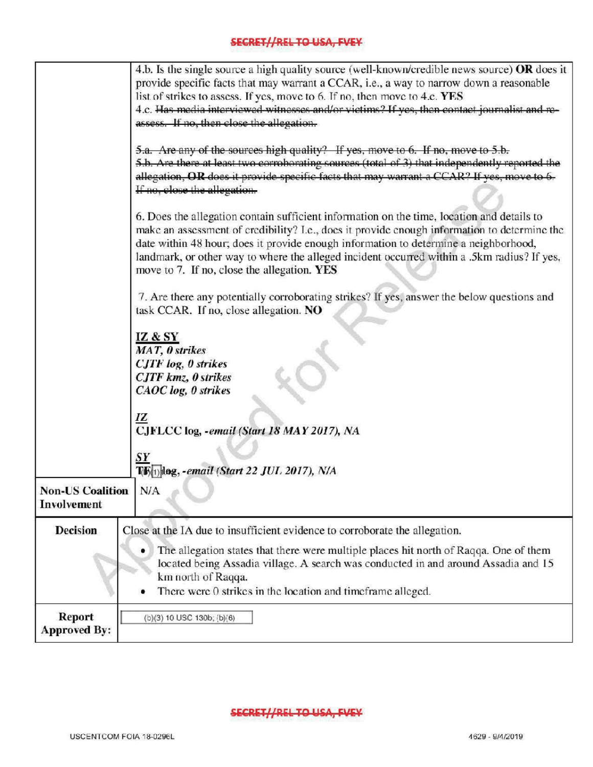| | |
|---|---|
| | 4.b. Is the single source a high quality source (well-known/credible news source) **OR** does it provide specific facts that may warrant a CCAR, i.e., a way to narrow down a reasonable list of strikes to assess. If yes, move to 6. If no, then move to 4.c. **YES**<br>4.c. ~~Has media interviewed witnesses and/or victims? If yes, then contact journalist and re-assess. If no, then close the allegation.~~<br><br>~~5.a. Are any of the sources high quality? If yes, move to 6. If no, move to 5.b.~~<br>~~5.b. Are there at least two corroborating sources (total of 3) that independently reported the allegation, **OR** does it provide specific facts that may warrant a CCAR? If yes, move to 6. If no, close the allegation.~~<br><br>6. Does the allegation contain sufficient information on the time, location and details to make an assessment of credibility? I.e., does it provide enough information to determine the date within 48 hour; does it provide enough information to determine a neighborhood, landmark, or other way to where the alleged incident occurred within a .5km radius? If yes, move to 7. If no, close the allegation. **YES**<br><br>7. Are there any potentially corroborating strikes? If yes, answer the below questions and task CCAR. If no, close allegation. **NO**<br><br>**<u>IZ & SY</u>**<br>***MAT, 0 strikes***<br>***CJTF log, 0 strikes***<br>***CJTF kmz, 0 strikes***<br>***CAOC log, 0 strikes***<br><br>***<u>IZ</u>***<br>**CJFLCC log, -*email (Start 18 MAY 2017), NA***<br><br>***<u>SY</u>***<br>**T(b)(1) log, -*email (Start 22 JUL 2017), N/A*** |
| **Non-US Coalition Involvement** | N/A |
| **Decision** | Close at the IA due to insufficient evidence to corroborate the allegation.<br>• The allegation states that there were multiple places hit north of Raqqa. One of them located being Assadia village. A search was conducted in and around Assadia and 15 km north of Raqqa.<br>• There were 0 strikes in the location and timeframe alleged. |
| **Report Approved By:** | (b)(3) 10 USC 130b; (b)(6) |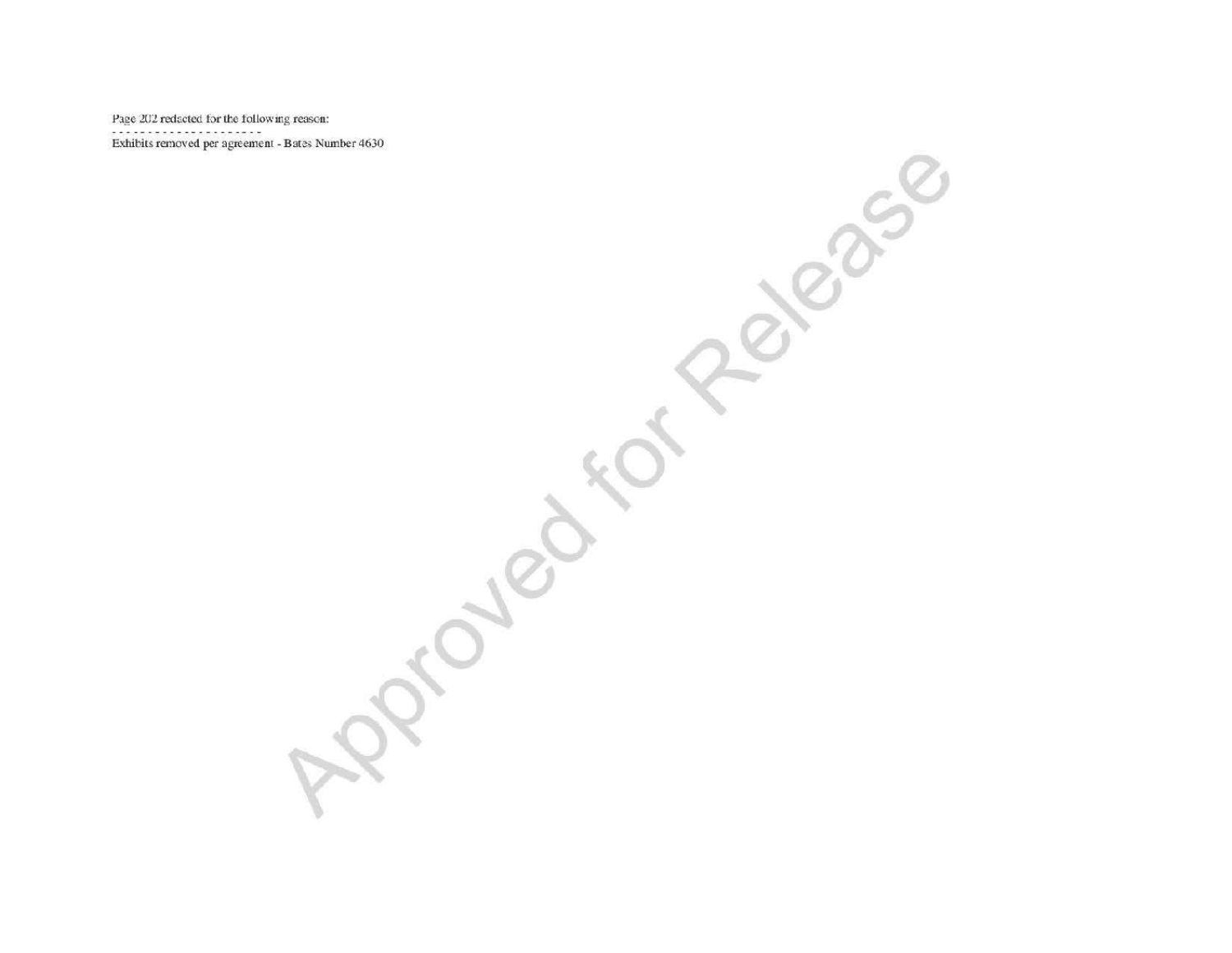Page 202 redacted for the following reason:

- - - - - - - - - - - - - - - - - - - -

Exhibits removed per agreement - Bates Number 4630

Approved for Release